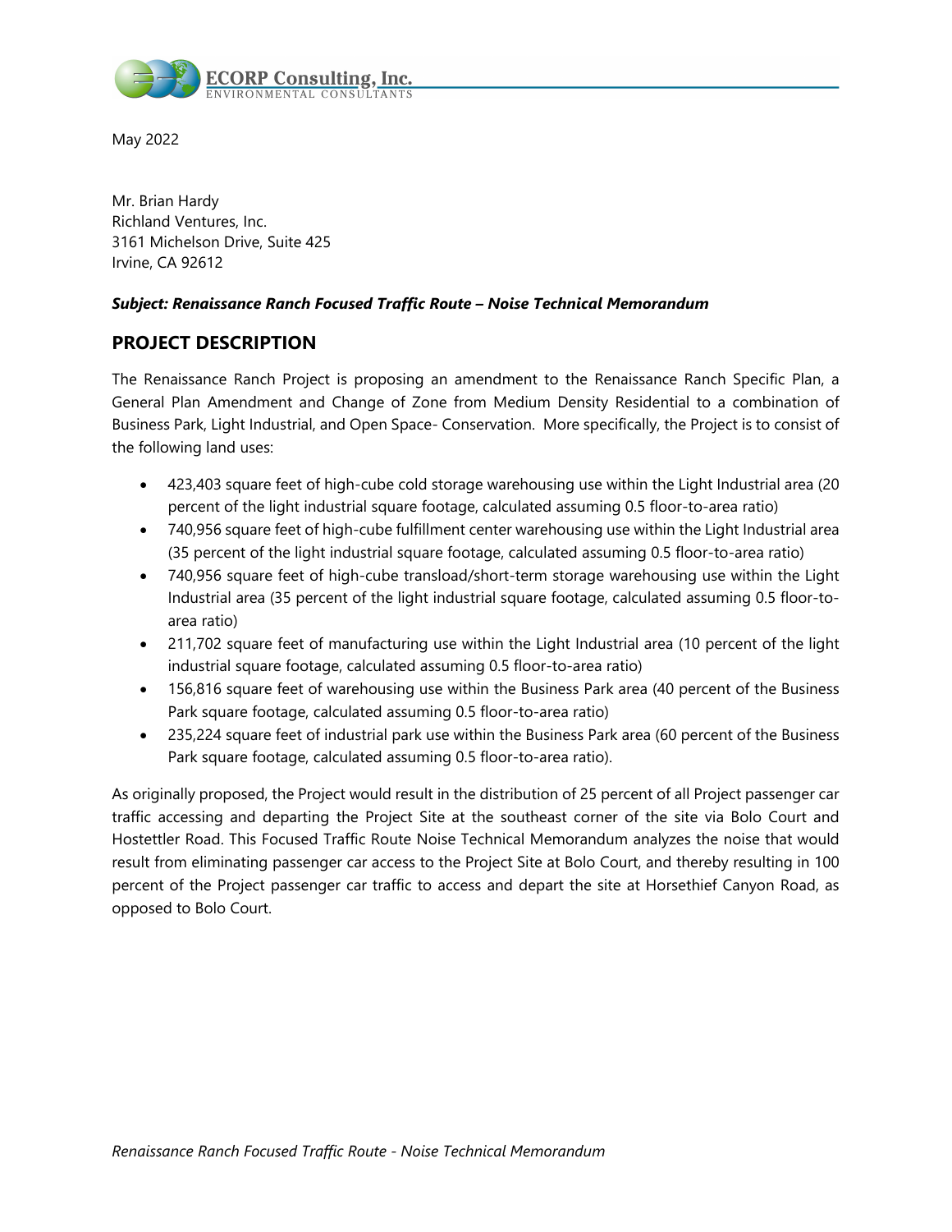May 2022

Mr. Brian Hardy
Richland Ventures, Inc.
3161 Michelson Drive, Suite 425
Irvine, CA 92612

***Subject: Renaissance Ranch Focused Traffic Route – Noise Technical Memorandum***

## PROJECT DESCRIPTION

The Renaissance Ranch Project is proposing an amendment to the Renaissance Ranch Specific Plan, a General Plan Amendment and Change of Zone from Medium Density Residential to a combination of Business Park, Light Industrial, and Open Space- Conservation. More specifically, the Project is to consist of the following land uses:

- 423,403 square feet of high-cube cold storage warehousing use within the Light Industrial area (20 percent of the light industrial square footage, calculated assuming 0.5 floor-to-area ratio)
- 740,956 square feet of high-cube fulfillment center warehousing use within the Light Industrial area (35 percent of the light industrial square footage, calculated assuming 0.5 floor-to-area ratio)
- 740,956 square feet of high-cube transload/short-term storage warehousing use within the Light Industrial area (35 percent of the light industrial square footage, calculated assuming 0.5 floor-to-area ratio)
- 211,702 square feet of manufacturing use within the Light Industrial area (10 percent of the light industrial square footage, calculated assuming 0.5 floor-to-area ratio)
- 156,816 square feet of warehousing use within the Business Park area (40 percent of the Business Park square footage, calculated assuming 0.5 floor-to-area ratio)
- 235,224 square feet of industrial park use within the Business Park area (60 percent of the Business Park square footage, calculated assuming 0.5 floor-to-area ratio).

As originally proposed, the Project would result in the distribution of 25 percent of all Project passenger car traffic accessing and departing the Project Site at the southeast corner of the site via Bolo Court and Hostettler Road. This Focused Traffic Route Noise Technical Memorandum analyzes the noise that would result from eliminating passenger car access to the Project Site at Bolo Court, and thereby resulting in 100 percent of the Project passenger car traffic to access and depart the site at Horsethief Canyon Road, as opposed to Bolo Court.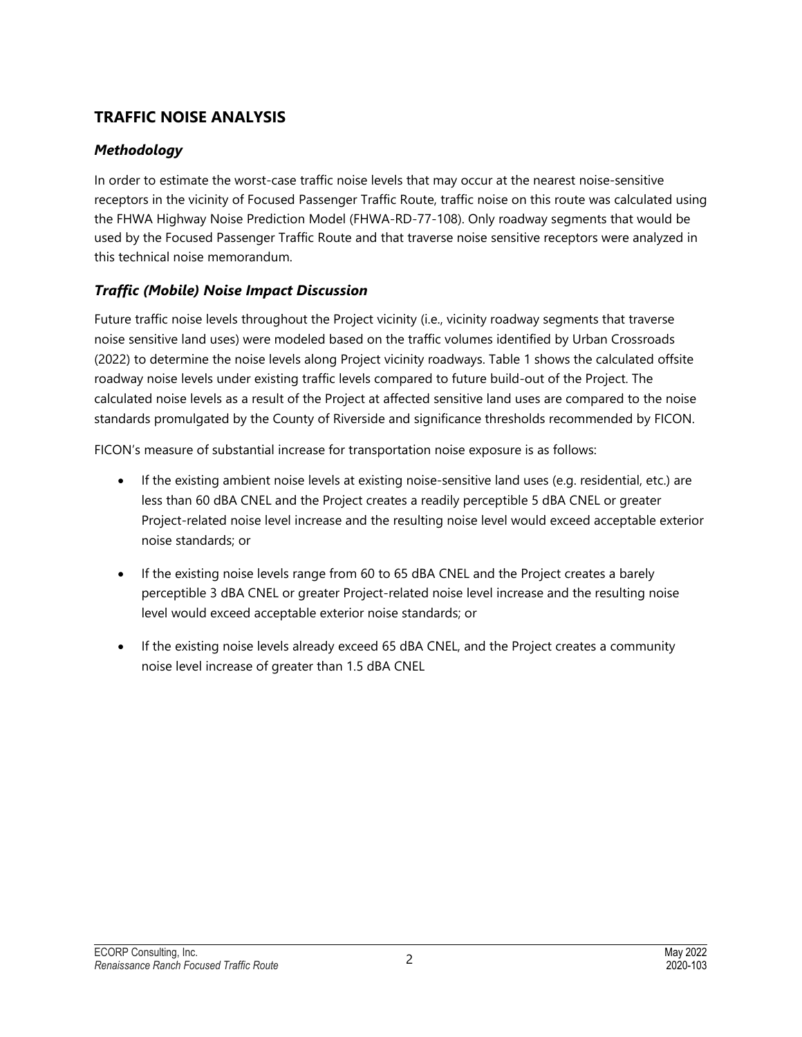## TRAFFIC NOISE ANALYSIS

### *Methodology*

In order to estimate the worst-case traffic noise levels that may occur at the nearest noise-sensitive receptors in the vicinity of Focused Passenger Traffic Route, traffic noise on this route was calculated using the FHWA Highway Noise Prediction Model (FHWA-RD-77-108). Only roadway segments that would be used by the Focused Passenger Traffic Route and that traverse noise sensitive receptors were analyzed in this technical noise memorandum.

### *Traffic (Mobile) Noise Impact Discussion*

Future traffic noise levels throughout the Project vicinity (i.e., vicinity roadway segments that traverse noise sensitive land uses) were modeled based on the traffic volumes identified by Urban Crossroads (2022) to determine the noise levels along Project vicinity roadways. Table 1 shows the calculated offsite roadway noise levels under existing traffic levels compared to future build-out of the Project. The calculated noise levels as a result of the Project at affected sensitive land uses are compared to the noise standards promulgated by the County of Riverside and significance thresholds recommended by FICON.

FICON's measure of substantial increase for transportation noise exposure is as follows:

- If the existing ambient noise levels at existing noise-sensitive land uses (e.g. residential, etc.) are less than 60 dBA CNEL and the Project creates a readily perceptible 5 dBA CNEL or greater Project-related noise level increase and the resulting noise level would exceed acceptable exterior noise standards; or

- If the existing noise levels range from 60 to 65 dBA CNEL and the Project creates a barely perceptible 3 dBA CNEL or greater Project-related noise level increase and the resulting noise level would exceed acceptable exterior noise standards; or

- If the existing noise levels already exceed 65 dBA CNEL, and the Project creates a community noise level increase of greater than 1.5 dBA CNEL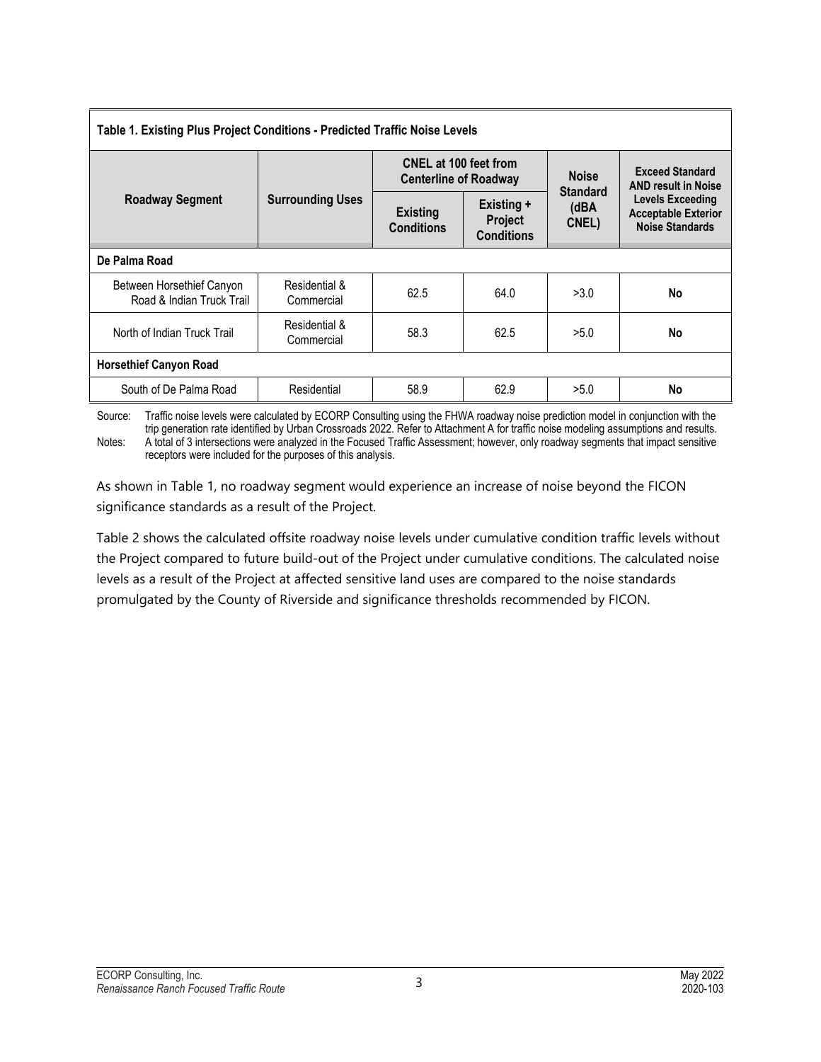**Table 1. Existing Plus Project Conditions - Predicted Traffic Noise Levels**

| Roadway Segment | Surrounding Uses | CNEL at 100 feet from Centerline of Roadway | | Noise Standard (dBA CNEL) | Exceed Standard AND result in Noise Levels Exceeding Acceptable Exterior Noise Standards |
|---|---|---|---|---|---|
| | | Existing Conditions | Existing + Project Conditions | | |
| **De Palma Road** | | | | | |
| Between Horsethief Canyon Road & Indian Truck Trail | Residential & Commercial | 62.5 | 64.0 | >3.0 | **No** |
| North of Indian Truck Trail | Residential & Commercial | 58.3 | 62.5 | >5.0 | **No** |
| **Horsethief Canyon Road** | | | | | |
| South of De Palma Road | Residential | 58.9 | 62.9 | >5.0 | **No** |

Source: Traffic noise levels were calculated by ECORP Consulting using the FHWA roadway noise prediction model in conjunction with the trip generation rate identified by Urban Crossroads 2022. Refer to Attachment A for traffic noise modeling assumptions and results.

Notes: A total of 3 intersections were analyzed in the Focused Traffic Assessment; however, only roadway segments that impact sensitive receptors were included for the purposes of this analysis.

As shown in Table 1, no roadway segment would experience an increase of noise beyond the FICON significance standards as a result of the Project.

Table 2 shows the calculated offsite roadway noise levels under cumulative condition traffic levels without the Project compared to future build-out of the Project under cumulative conditions. The calculated noise levels as a result of the Project at affected sensitive land uses are compared to the noise standards promulgated by the County of Riverside and significance thresholds recommended by FICON.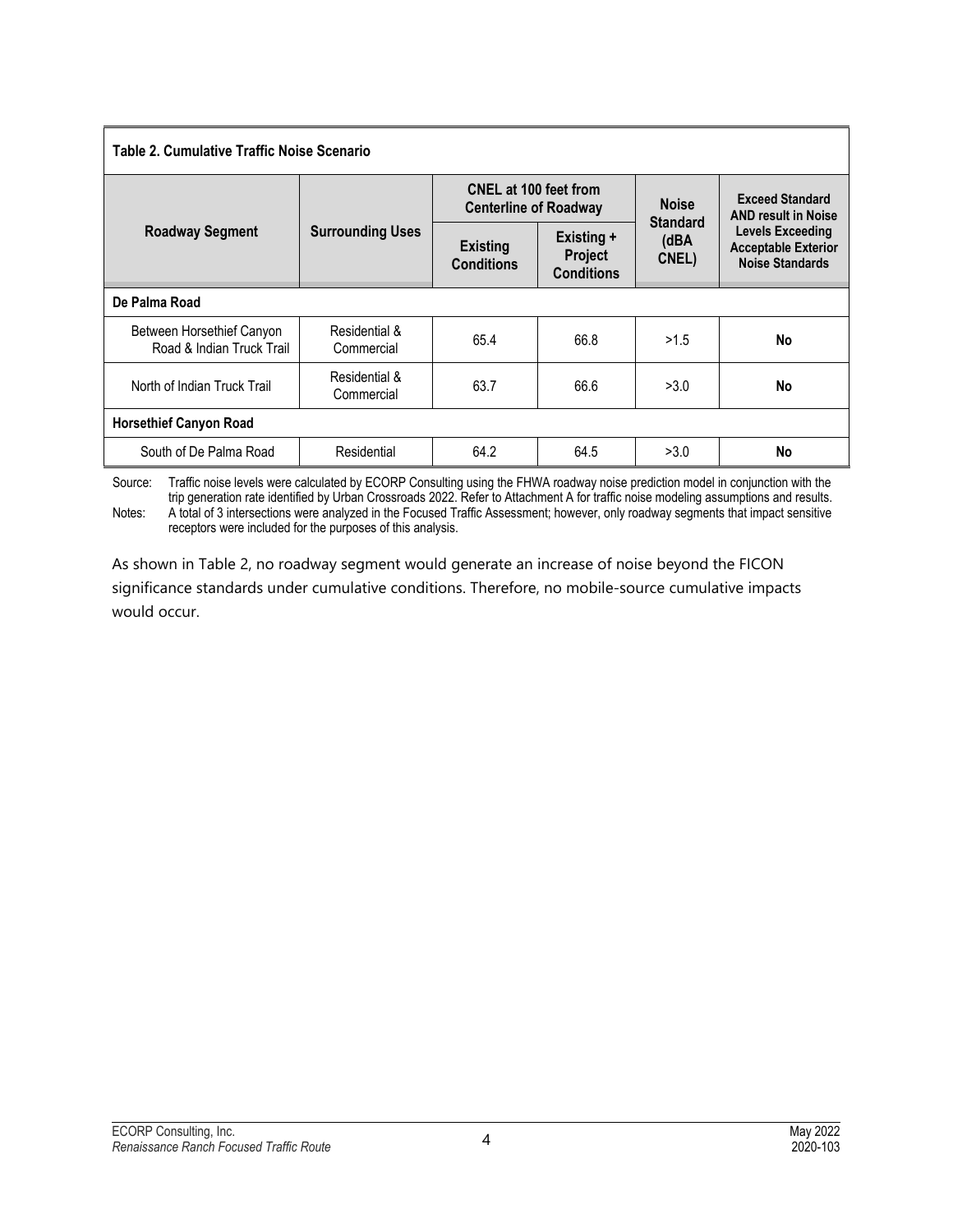**Table 2. Cumulative Traffic Noise Scenario**

| Roadway Segment | Surrounding Uses | CNEL at 100 feet from Centerline of Roadway | | Noise Standard (dBA CNEL) | Exceed Standard AND result in Noise Levels Exceeding Acceptable Exterior Noise Standards |
|---|---|---|---|---|---|
| | | Existing Conditions | Existing + Project Conditions | | |
| **De Palma Road** | | | | | |
| Between Horsethief Canyon Road & Indian Truck Trail | Residential & Commercial | 65.4 | 66.8 | >1.5 | **No** |
| North of Indian Truck Trail | Residential & Commercial | 63.7 | 66.6 | >3.0 | **No** |
| **Horsethief Canyon Road** | | | | | |
| South of De Palma Road | Residential | 64.2 | 64.5 | >3.0 | **No** |

Source: Traffic noise levels were calculated by ECORP Consulting using the FHWA roadway noise prediction model in conjunction with the trip generation rate identified by Urban Crossroads 2022. Refer to Attachment A for traffic noise modeling assumptions and results.

Notes: A total of 3 intersections were analyzed in the Focused Traffic Assessment; however, only roadway segments that impact sensitive receptors were included for the purposes of this analysis.

As shown in Table 2, no roadway segment would generate an increase of noise beyond the FICON significance standards under cumulative conditions. Therefore, no mobile-source cumulative impacts would occur.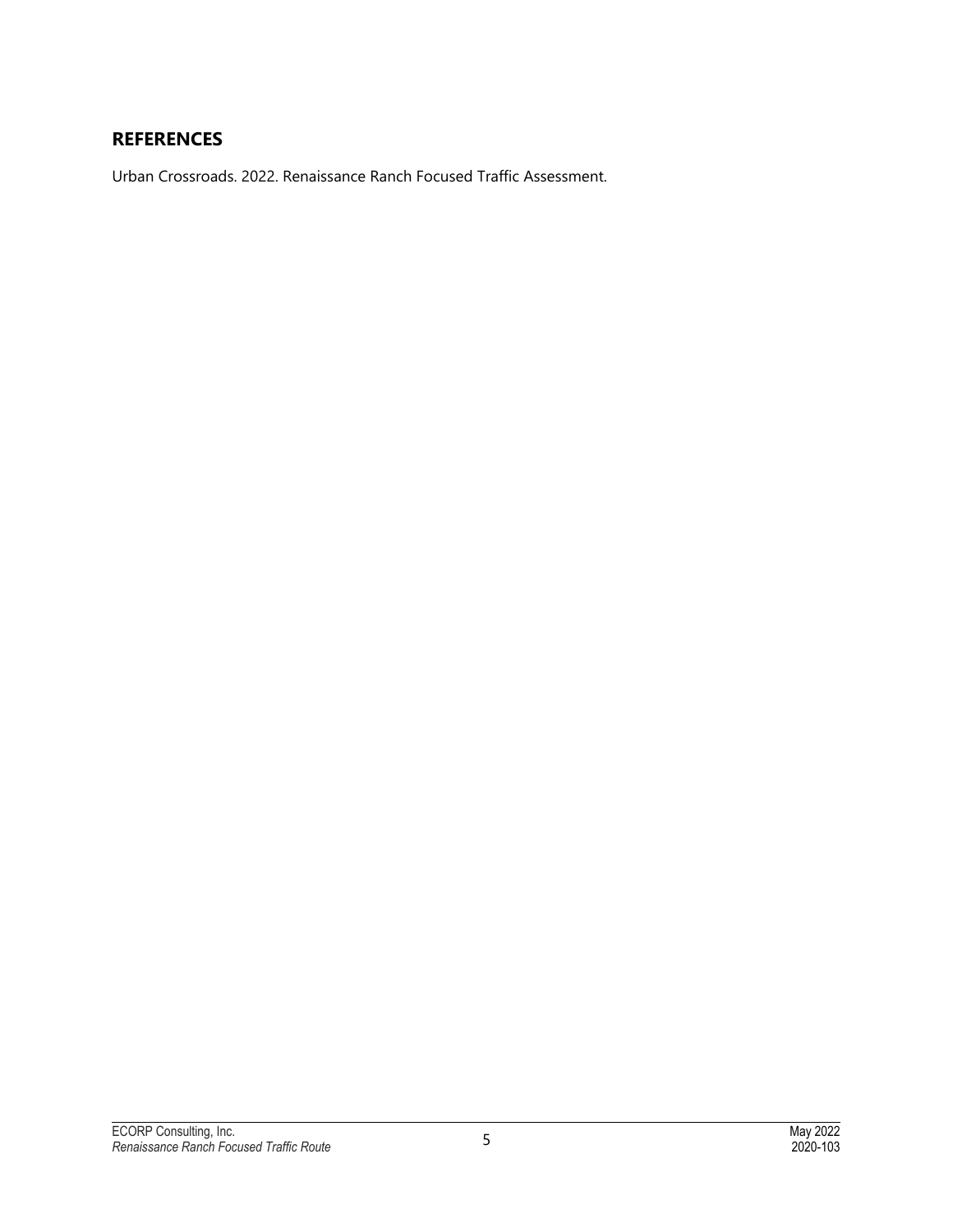## REFERENCES

Urban Crossroads. 2022. Renaissance Ranch Focused Traffic Assessment.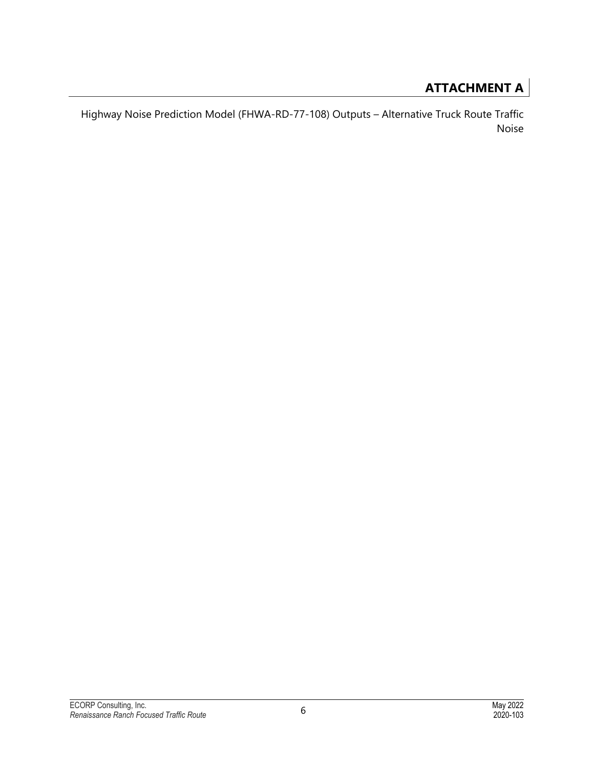# ATTACHMENT A

Highway Noise Prediction Model (FHWA-RD-77-108) Outputs – Alternative Truck Route Traffic Noise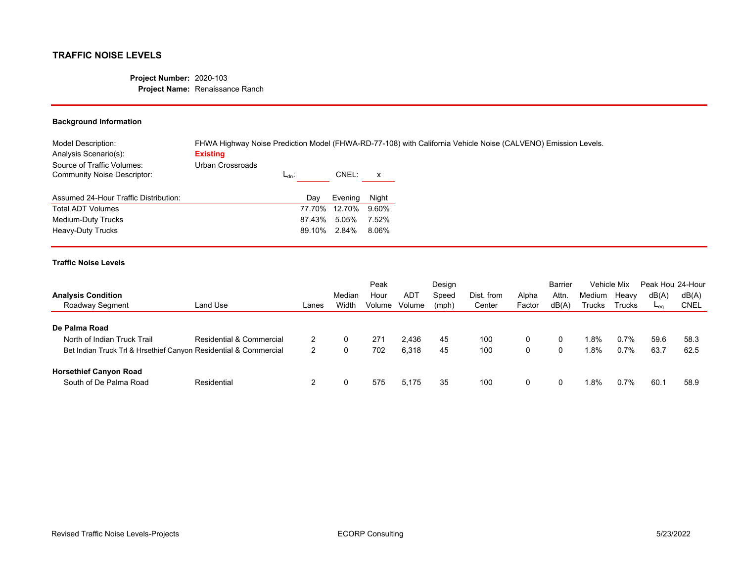# TRAFFIC NOISE LEVELS

**Project Number:** 2020-103
**Project Name:** Renaissance Ranch

## Background Information

Model Description: FHWA Highway Noise Prediction Model (FHWA-RD-77-108) with California Vehicle Noise (CALVENO) Emission Levels.
Analysis Scenario(s): **Existing**
Source of Traffic Volumes: Urban Crossroads
Community Noise Descriptor: $L_{dn}$: ______ CNEL: x

| Assumed 24-Hour Traffic Distribution: | Day | Evening | Night |
|---|---|---|---|
| Total ADT Volumes | 77.70% | 12.70% | 9.60% |
| Medium-Duty Trucks | 87.43% | 5.05% | 7.52% |
| Heavy-Duty Trucks | 89.10% | 2.84% | 8.06% |

## Traffic Noise Levels

| Analysis Condition Roadway Segment | Land Use | Lanes | Median Width | Peak Hour Volume | ADT Volume | Design Speed (mph) | Dist. from Center | Alpha Factor | Barrier Attn. dB(A) | Vehicle Mix Medium Trucks | Vehicle Mix Heavy Trucks | Peak Hou dB(A) $L_{eq}$ | 24-Hour dB(A) CNEL |
|---|---|---|---|---|---|---|---|---|---|---|---|---|---|
| **De Palma Road** | | | | | | | | | | | | | |
| North of Indian Truck Trail | Residential & Commercial | 2 | 0 | 271 | 2,436 | 45 | 100 | 0 | 0 | 1.8% | 0.7% | 59.6 | 58.3 |
| Bet Indian Truck Trl & Hrsethief Canyon | Residential & Commercial | 2 | 0 | 702 | 6,318 | 45 | 100 | 0 | 0 | 1.8% | 0.7% | 63.7 | 62.5 |
| **Horsethief Canyon Road** | | | | | | | | | | | | | |
| South of De Palma Road | Residential | 2 | 0 | 575 | 5,175 | 35 | 100 | 0 | 0 | 1.8% | 0.7% | 60.1 | 58.9 |

Revised Traffic Noise Levels-Projects ECORP Consulting 5/23/2022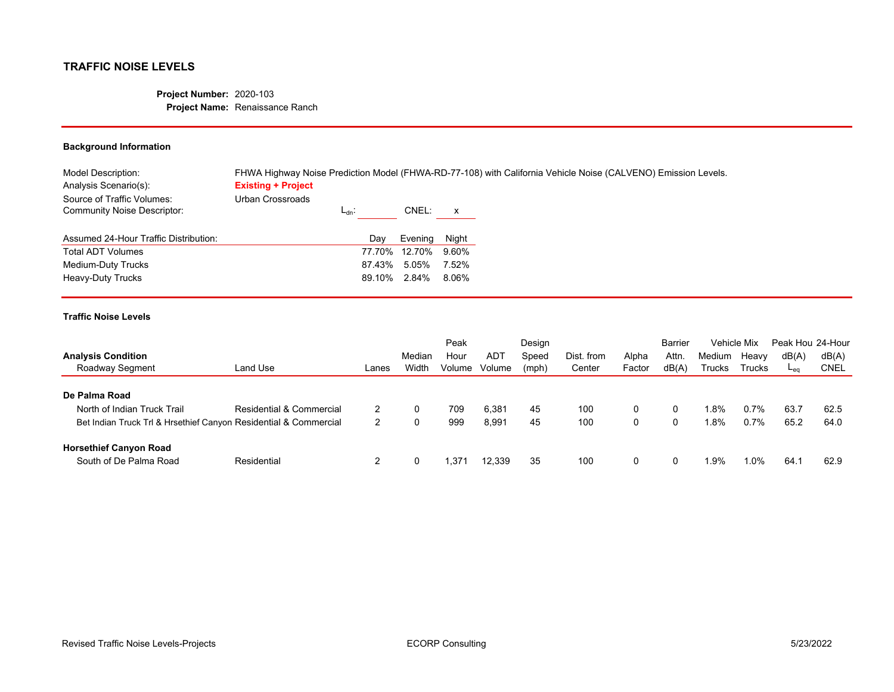## TRAFFIC NOISE LEVELS

**Project Number:** 2020-103
**Project Name:** Renaissance Ranch

### Background Information

| | |
|---|---|
| Model Description: | FHWA Highway Noise Prediction Model (FHWA-RD-77-108) with California Vehicle Noise (CALVENO) Emission Levels. |
| Analysis Scenario(s): | **Existing + Project** |
| Source of Traffic Volumes: | Urban Crossroads |
| Community Noise Descriptor: | $L_{dn}$: ______ CNEL: x |

| Assumed 24-Hour Traffic Distribution: | Day | Evening | Night |
|---|---|---|---|
| Total ADT Volumes | 77.70% | 12.70% | 9.60% |
| Medium-Duty Trucks | 87.43% | 5.05% | 7.52% |
| Heavy-Duty Trucks | 89.10% | 2.84% | 8.06% |

### Traffic Noise Levels

| Analysis Condition Roadway Segment | Land Use | Lanes | Median Width | Peak Hour Volume | ADT Volume | Design Speed (mph) | Dist. from Center | Alpha Factor | Barrier Attn. dB(A) | Vehicle Mix Medium Trucks | Vehicle Mix Heavy Trucks | Peak Hou dB(A) $L_{eq}$ | 24-Hour dB(A) CNEL |
|---|---|---|---|---|---|---|---|---|---|---|---|---|---|
| **De Palma Road** | | | | | | | | | | | | | |
| North of Indian Truck Trail | Residential & Commercial | 2 | 0 | 709 | 6,381 | 45 | 100 | 0 | 0 | 1.8% | 0.7% | 63.7 | 62.5 |
| Bet Indian Truck Trl & Hrsethief Canyon | Residential & Commercial | 2 | 0 | 999 | 8,991 | 45 | 100 | 0 | 0 | 1.8% | 0.7% | 65.2 | 64.0 |
| **Horsethief Canyon Road** | | | | | | | | | | | | | |
| South of De Palma Road | Residential | 2 | 0 | 1,371 | 12,339 | 35 | 100 | 0 | 0 | 1.9% | 1.0% | 64.1 | 62.9 |

Revised Traffic Noise Levels-Projects — ECORP Consulting — 5/23/2022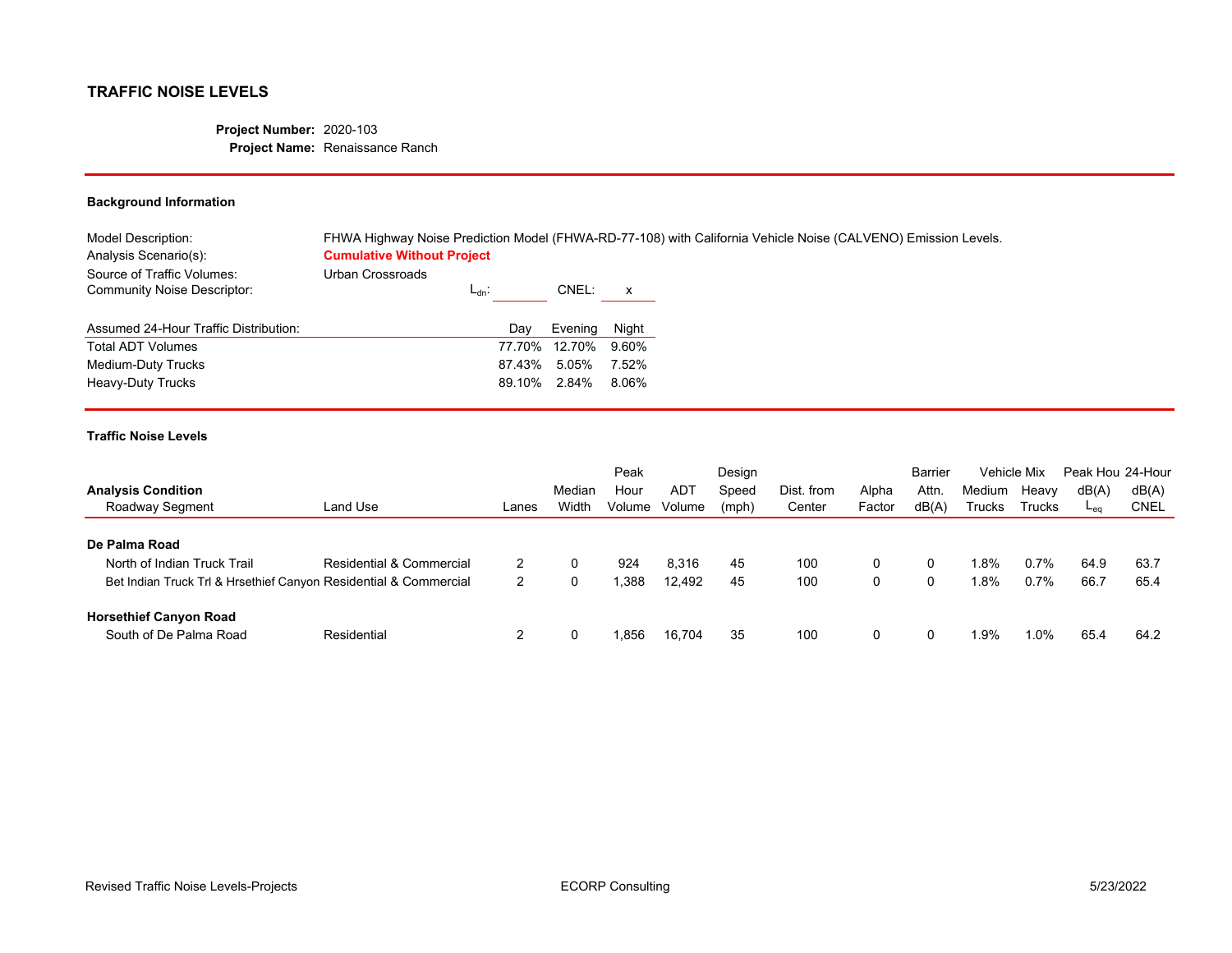## TRAFFIC NOISE LEVELS

**Project Number:** 2020-103
**Project Name:** Renaissance Ranch

### Background Information

| | |
|---|---|
| Model Description: | FHWA Highway Noise Prediction Model (FHWA-RD-77-108) with California Vehicle Noise (CALVENO) Emission Levels. |
| Analysis Scenario(s): | **Cumulative Without Project** |
| Source of Traffic Volumes: | Urban Crossroads |
| Community Noise Descriptor: | $L_{dn}$: ______ CNEL: x |

| Assumed 24-Hour Traffic Distribution: | Day | Evening | Night |
|---|---|---|---|
| Total ADT Volumes | 77.70% | 12.70% | 9.60% |
| Medium-Duty Trucks | 87.43% | 5.05% | 7.52% |
| Heavy-Duty Trucks | 89.10% | 2.84% | 8.06% |

### Traffic Noise Levels

| Analysis Condition / Roadway Segment | Land Use | Lanes | Median Width | Peak Hour Volume | ADT Volume | Design Speed (mph) | Dist. from Center | Alpha Factor | Barrier Attn. dB(A) | Vehicle Mix Medium Trucks | Vehicle Mix Heavy Trucks | Peak Hou dB(A) $L_{eq}$ | 24-Hour dB(A) CNEL |
|---|---|---|---|---|---|---|---|---|---|---|---|---|---|
| **De Palma Road** | | | | | | | | | | | | | |
| North of Indian Truck Trail | Residential & Commercial | 2 | 0 | 924 | 8,316 | 45 | 100 | 0 | 0 | 1.8% | 0.7% | 64.9 | 63.7 |
| Bet Indian Truck Trl & Hrsethief Canyon | Residential & Commercial | 2 | 0 | 1,388 | 12,492 | 45 | 100 | 0 | 0 | 1.8% | 0.7% | 66.7 | 65.4 |
| **Horsethief Canyon Road** | | | | | | | | | | | | | |
| South of De Palma Road | Residential | 2 | 0 | 1,856 | 16,704 | 35 | 100 | 0 | 0 | 1.9% | 1.0% | 65.4 | 64.2 |

Revised Traffic Noise Levels-Projects ECORP Consulting 5/23/2022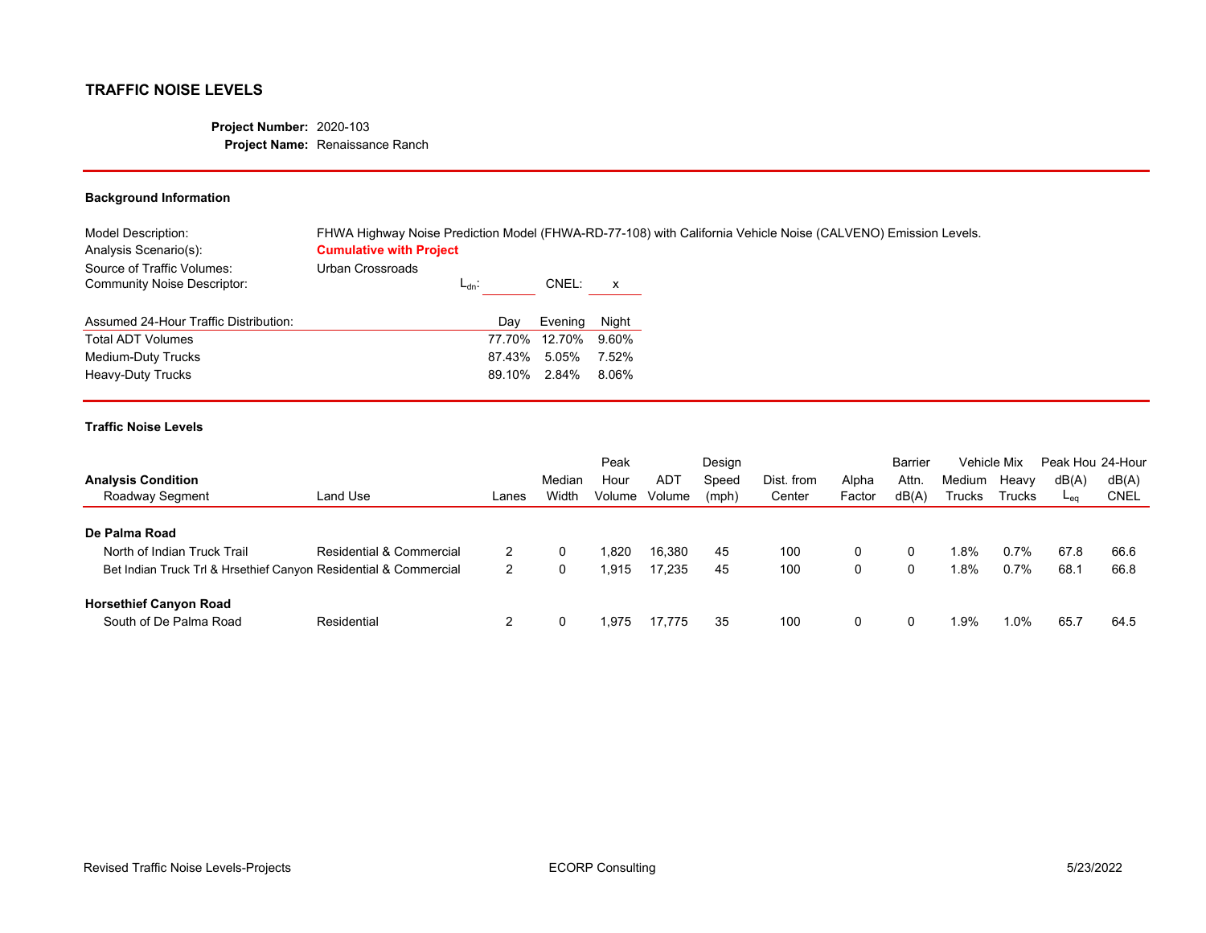## TRAFFIC NOISE LEVELS

**Project Number:** 2020-103
**Project Name:** Renaissance Ranch

### Background Information

| | |
|---|---|
| Model Description: | FHWA Highway Noise Prediction Model (FHWA-RD-77-108) with California Vehicle Noise (CALVENO) Emission Levels. |
| Analysis Scenario(s): | **Cumulative with Project** |
| Source of Traffic Volumes: | Urban Crossroads |
| Community Noise Descriptor: | $L_{dn}$: ______ CNEL: x |

| Assumed 24-Hour Traffic Distribution: | Day | Evening | Night |
|---|---|---|---|
| Total ADT Volumes | 77.70% | 12.70% | 9.60% |
| Medium-Duty Trucks | 87.43% | 5.05% | 7.52% |
| Heavy-Duty Trucks | 89.10% | 2.84% | 8.06% |

### Traffic Noise Levels

| Analysis Condition / Roadway Segment | Land Use | Lanes | Median Width | Peak Hour Volume | ADT Volume | Design Speed (mph) | Dist. from Center | Alpha Factor | Barrier Attn. dB(A) | Vehicle Mix Medium Trucks | Vehicle Mix Heavy Trucks | Peak Hou dB(A) $L_{eq}$ | 24-Hour dB(A) CNEL |
|---|---|---|---|---|---|---|---|---|---|---|---|---|---|
| **De Palma Road** | | | | | | | | | | | | | |
| North of Indian Truck Trail | Residential & Commercial | 2 | 0 | 1,820 | 16,380 | 45 | 100 | 0 | 0 | 1.8% | 0.7% | 67.8 | 66.6 |
| Bet Indian Truck Trl & Hrsethief Canyon | Residential & Commercial | 2 | 0 | 1,915 | 17,235 | 45 | 100 | 0 | 0 | 1.8% | 0.7% | 68.1 | 66.8 |
| **Horsethief Canyon Road** | | | | | | | | | | | | | |
| South of De Palma Road | Residential | 2 | 0 | 1,975 | 17,775 | 35 | 100 | 0 | 0 | 1.9% | 1.0% | 65.7 | 64.5 |

Revised Traffic Noise Levels-Projects    ECORP Consulting    5/23/2022